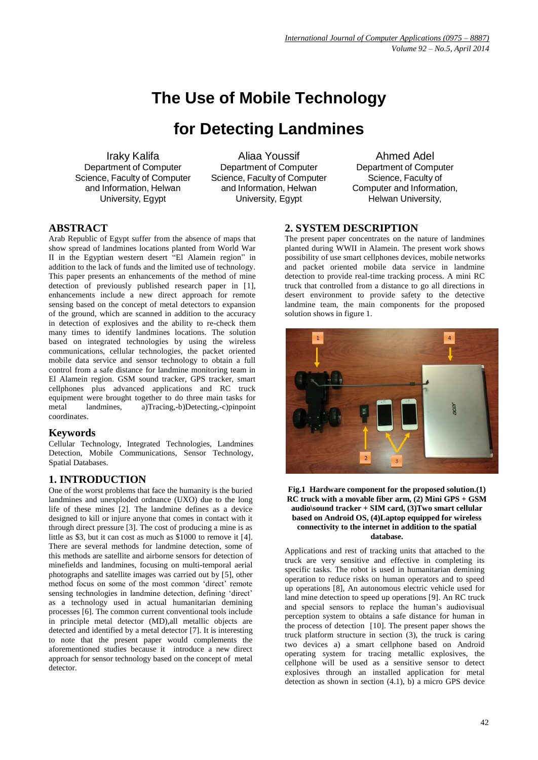# The Use of Mobile Technology for Detecting Landmines

Iraky Kalifa
Department of Computer Science, Faculty of Computer and Information, Helwan University, Egypt

Aliaa Youssif
Department of Computer Science, Faculty of Computer and Information, Helwan University, Egypt

Ahmed Adel
Department of Computer Science, Faculty of Computer and Information, Helwan University,

## ABSTRACT

Arab Republic of Egypt suffer from the absence of maps that show spread of landmines locations planted from World War II in the Egyptian western desert "El Alamein region" in addition to the lack of funds and the limited use of technology. This paper presents an enhancements of the method of mine detection of previously published research paper in [1], enhancements include a new direct approach for remote sensing based on the concept of metal detectors to expansion of the ground, which are scanned in addition to the accuracy in detection of explosives and the ability to re-check them many times to identify landmines locations. The solution based on integrated technologies by using the wireless communications, cellular technologies, the packet oriented mobile data service and sensor technology to obtain a full control from a safe distance for landmine monitoring team in El Alamein region. GSM sound tracker, GPS tracker, smart cellphones plus advanced applications and RC truck equipment were brought together to do three main tasks for metal landmines, a)Tracing,-b)Detecting,-c)pinpoint coordinates.

## Keywords

Cellular Technology, Integrated Technologies, Landmines Detection, Mobile Communications, Sensor Technology, Spatial Databases.

## 1. INTRODUCTION

One of the worst problems that face the humanity is the buried landmines and unexploded ordnance (UXO) due to the long life of these mines [2]. The landmine defines as a device designed to kill or injure anyone that comes in contact with it through direct pressure [3]. The cost of producing a mine is as little as $3, but it can cost as much as $1000 to remove it [4]. There are several methods for landmine detection, some of this methods are satellite and airborne sensors for detection of minefields and landmines, focusing on multi-temporal aerial photographs and satellite images was carried out by [5], other method focus on some of the most common 'direct' remote sensing technologies in landmine detection, defining 'direct' as a technology used in actual humanitarian demining processes [6]. The common current conventional tools include in principle metal detector (MD),all metallic objects are detected and identified by a metal detector [7]. It is interesting to note that the present paper would complements the aforementioned studies because it introduce a new direct approach for sensor technology based on the concept of metal detector.

## 2. SYSTEM DESCRIPTION

The present paper concentrates on the nature of landmines planted during WWII in Alamein. The present work shows possibility of use smart cellphones devices, mobile networks and packet oriented mobile data service in landmine detection to provide real-time tracking process. A mini RC truck that controlled from a distance to go all directions in desert environment to provide safety to the detective landmine team, the main components for the proposed solution shows in figure 1.

1
4
2
3

**Fig.1 Hardware component for the proposed solution.(1) RC truck with a movable fiber arm, (2) Mini GPS + GSM audio\sound tracker + SIM card, (3)Two smart cellular based on Android OS, (4)Laptop equipped for wireless connectivity to the internet in addition to the spatial database.**

Applications and rest of tracking units that attached to the truck are very sensitive and effective in completing its specific tasks. The robot is used in humanitarian demining operation to reduce risks on human operators and to speed up operations [8], An autonomous electric vehicle used for land mine detection to speed up operations [9]. An RC truck and special sensors to replace the human's audiovisual perception system to obtains a safe distance for human in the process of detection [10]. The present paper shows the truck platform structure in section (3), the truck is caring two devices a) a smart cellphone based on Android operating system for tracing metallic explosives, the cellphone will be used as a sensitive sensor to detect explosives through an installed application for metal detection as shown in section (4.1), b) a micro GPS device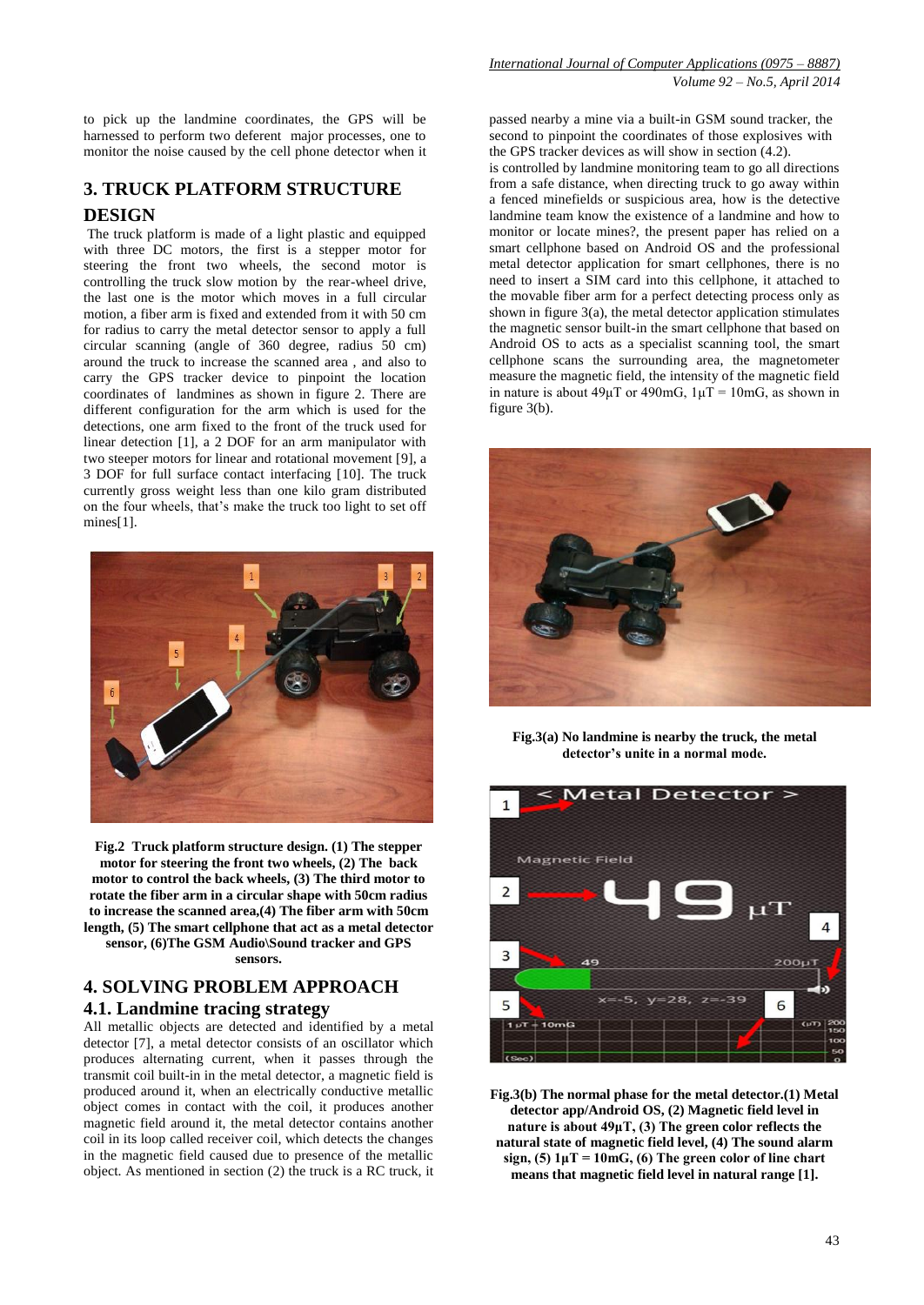to pick up the landmine coordinates, the GPS will be harnessed to perform two deferent major processes, one to monitor the noise caused by the cell phone detector when it passed nearby a mine via a built-in GSM sound tracker, the second to pinpoint the coordinates of those explosives with the GPS tracker devices as will show in section (4.2).

## 3. TRUCK PLATFORM STRUCTURE DESIGN

The truck platform is made of a light plastic and equipped with three DC motors, the first is a stepper motor for steering the front two wheels, the second motor is controlling the truck slow motion by the rear-wheel drive, the last one is the motor which moves in a full circular motion, a fiber arm is fixed and extended from it with 50 cm for radius to carry the metal detector sensor to apply a full circular scanning (angle of 360 degree, radius 50 cm) around the truck to increase the scanned area , and also to carry the GPS tracker device to pinpoint the location coordinates of landmines as shown in figure 2. There are different configuration for the arm which is used for the detections, one arm fixed to the front of the truck used for linear detection [1], a 2 DOF for an arm manipulator with two steeper motors for linear and rotational movement [9], a 3 DOF for full surface contact interfacing [10]. The truck currently gross weight less than one kilo gram distributed on the four wheels, that's make the truck too light to set off mines[1].

1
3
2
4
5
6

**Fig.2 Truck platform structure design. (1) The stepper motor for steering the front two wheels, (2) The back motor to control the back wheels, (3) The third motor to rotate the fiber arm in a circular shape with 50cm radius to increase the scanned area,(4) The fiber arm with 50cm length, (5) The smart cellphone that act as a metal detector sensor, (6)The GSM Audio\Sound tracker and GPS sensors.**

## 4. SOLVING PROBLEM APPROACH

### 4.1. Landmine tracing strategy

All metallic objects are detected and identified by a metal detector [7], a metal detector consists of an oscillator which produces alternating current, when it passes through the transmit coil built-in in the metal detector, a magnetic field is produced around it, when an electrically conductive metallic object comes in contact with the coil, it produces another magnetic field around it, the metal detector contains another coil in its loop called receiver coil, which detects the changes in the magnetic field caused due to presence of the metallic object. As mentioned in section (2) the truck is a RC truck, it is controlled by landmine monitoring team to go all directions from a safe distance, when directing truck to go away within a fenced minefields or suspicious area, how is the detective landmine team know the existence of a landmine and how to monitor or locate mines?, the present paper has relied on a smart cellphone based on Android OS and the professional metal detector application for smart cellphones, there is no need to insert a SIM card into this cellphone, it attached to the movable fiber arm for a perfect detecting process only as shown in figure 3(a), the metal detector application stimulates the magnetic sensor built-in the smart cellphone that based on Android OS to acts as a specialist scanning tool, the smart cellphone scans the surrounding area, the magnetometer measure the magnetic field, the intensity of the magnetic field in nature is about 49μT or 490mG, 1μT = 10mG, as shown in figure 3(b).

**Fig.3(a) No landmine is nearby the truck, the metal detector's unite in a normal mode.**

< Metal Detector >
Magnetic Field
49 μT
49
200μT
x=-5, y=28, z=-39
1 μT = 10mG
(μT) 200 150 100 50 0
(Sec)
1
2
3
4
5
6

**Fig.3(b) The normal phase for the metal detector.(1) Metal detector app/Android OS, (2) Magnetic field level in nature is about 49μT, (3) The green color reflects the natural state of magnetic field level, (4) The sound alarm sign, (5) 1μT = 10mG, (6) The green color of line chart means that magnetic field level in natural range [1].**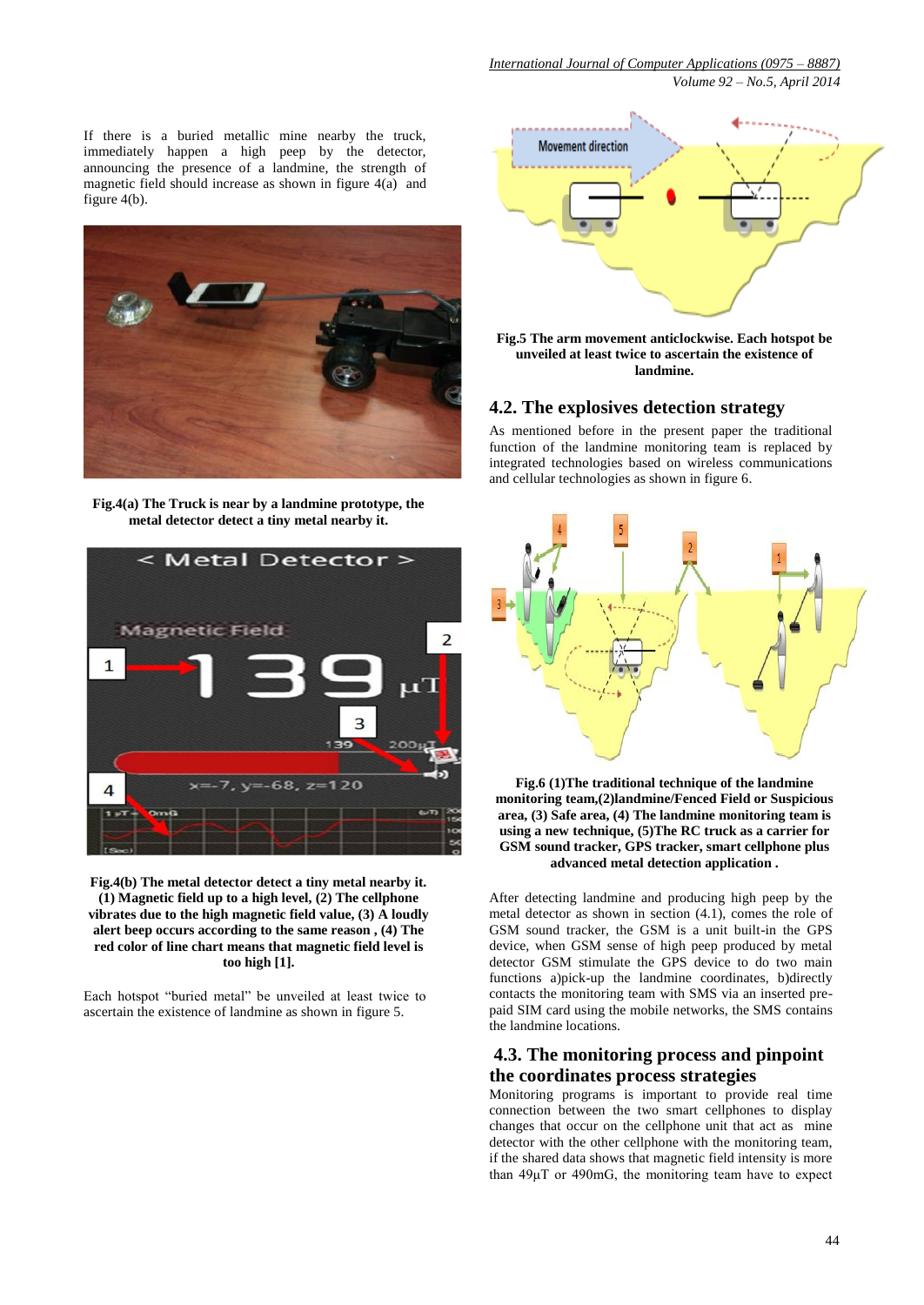If there is a buried metallic mine nearby the truck, immediately happen a high peep by the detector, announcing the presence of a landmine, the strength of magnetic field should increase as shown in figure 4(a) and figure 4(b).

**Fig.4(a) The Truck is near by a landmine prototype, the metal detector detect a tiny metal nearby it.**

**Fig.4(b) The metal detector detect a tiny metal nearby it. (1) Magnetic field up to a high level, (2) The cellphone vibrates due to the high magnetic field value, (3) A loudly alert beep occurs according to the same reason , (4) The red color of line chart means that magnetic field level is too high [1].**

Each hotspot "buried metal" be unveiled at least twice to ascertain the existence of landmine as shown in figure 5.

**Fig.5 The arm movement anticlockwise. Each hotspot be unveiled at least twice to ascertain the existence of landmine.**

## 4.2. The explosives detection strategy

As mentioned before in the present paper the traditional function of the landmine monitoring team is replaced by integrated technologies based on wireless communications and cellular technologies as shown in figure 6.

**Fig.6 (1)The traditional technique of the landmine monitoring team,(2)landmine/Fenced Field or Suspicious area, (3) Safe area, (4) The landmine monitoring team is using a new technique, (5)The RC truck as a carrier for GSM sound tracker, GPS tracker, smart cellphone plus advanced metal detection application .**

After detecting landmine and producing high peep by the metal detector as shown in section (4.1), comes the role of GSM sound tracker, the GSM is a unit built-in the GPS device, when GSM sense of high peep produced by metal detector GSM stimulate the GPS device to do two main functions a)pick-up the landmine coordinates, b)directly contacts the monitoring team with SMS via an inserted pre-paid SIM card using the mobile networks, the SMS contains the landmine locations.

## 4.3. The monitoring process and pinpoint the coordinates process strategies

Monitoring programs is important to provide real time connection between the two smart cellphones to display changes that occur on the cellphone unit that act as mine detector with the other cellphone with the monitoring team, if the shared data shows that magnetic field intensity is more than 49μT or 490mG, the monitoring team have to expect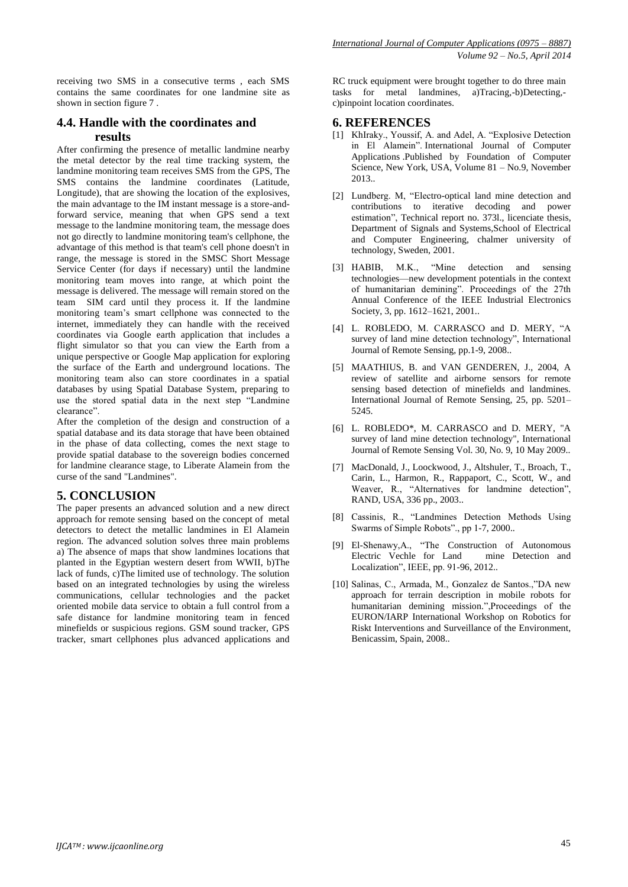receiving two SMS in a consecutive terms , each SMS contains the same coordinates for one landmine site as shown in section figure 7 .

### 4.4. Handle with the coordinates and results

After confirming the presence of metallic landmine nearby the metal detector by the real time tracking system, the landmine monitoring team receives SMS from the GPS, The SMS contains the landmine coordinates (Latitude, Longitude), that are showing the location of the explosives, the main advantage to the IM instant message is a store-and-forward service, meaning that when GPS send a text message to the landmine monitoring team, the message does not go directly to landmine monitoring team's cellphone, the advantage of this method is that team's cell phone doesn't in range, the message is stored in the SMSC Short Message Service Center (for days if necessary) until the landmine monitoring team moves into range, at which point the message is delivered. The message will remain stored on the team SIM card until they process it. If the landmine monitoring team's smart cellphone was connected to the internet, immediately they can handle with the received coordinates via Google earth application that includes a flight simulator so that you can view the Earth from a unique perspective or Google Map application for exploring the surface of the Earth and underground locations. The monitoring team also can store coordinates in a spatial databases by using Spatial Database System, preparing to use the stored spatial data in the next step "Landmine clearance".

After the completion of the design and construction of a spatial database and its data storage that have been obtained in the phase of data collecting, comes the next stage to provide spatial database to the sovereign bodies concerned for landmine clearance stage, to Liberate Alamein from the curse of the sand "Landmines".

## 5. CONCLUSION

The paper presents an advanced solution and a new direct approach for remote sensing based on the concept of metal detectors to detect the metallic landmines in El Alamein region. The advanced solution solves three main problems a) The absence of maps that show landmines locations that planted in the Egyptian western desert from WWII, b)The lack of funds, c)The limited use of technology. The solution based on an integrated technologies by using the wireless communications, cellular technologies and the packet oriented mobile data service to obtain a full control from a safe distance for landmine monitoring team in fenced minefields or suspicious regions. GSM sound tracker, GPS tracker, smart cellphones plus advanced applications and RC truck equipment were brought together to do three main tasks for metal landmines, a)Tracing,-b)Detecting,-c)pinpoint location coordinates.

## 6. REFERENCES

[1] KhIraky., Youssif, A. and Adel, A. "Explosive Detection in El Alamein". International Journal of Computer Applications .Published by Foundation of Computer Science, New York, USA, Volume 81 – No.9, November 2013..

[2] Lundberg. M, "Electro-optical land mine detection and contributions to iterative decoding and power estimation", Technical report no. 373l., licenciate thesis, Department of Signals and Systems,School of Electrical and Computer Engineering, chalmer university of technology, Sweden, 2001.

[3] HABIB, M.K., "Mine detection and sensing technologies—new development potentials in the context of humanitarian demining". Proceedings of the 27th Annual Conference of the IEEE Industrial Electronics Society, 3, pp. 1612–1621, 2001..

[4] L. ROBLEDO, M. CARRASCO and D. MERY, "A survey of land mine detection technology", International Journal of Remote Sensing, pp.1-9, 2008..

[5] MAATHIUS, B. and VAN GENDEREN, J., 2004, A review of satellite and airborne sensors for remote sensing based detection of minefields and landmines. International Journal of Remote Sensing, 25, pp. 5201–5245.

[6] L. ROBLEDO*, M. CARRASCO and D. MERY, "A survey of land mine detection technology", International Journal of Remote Sensing Vol. 30, No. 9, 10 May 2009..

[7] MacDonald, J., Loockwood, J., Altshuler, T., Broach, T., Carin, L., Harmon, R., Rappaport, C., Scott, W., and Weaver, R., "Alternatives for landmine detection", RAND, USA, 336 pp., 2003..

[8] Cassinis, R., "Landmines Detection Methods Using Swarms of Simple Robots"., pp 1-7, 2000..

[9] El-Shenawy,A., "The Construction of Autonomous Electric Vechle for Land mine Detection and Localization", IEEE, pp. 91-96, 2012..

[10] Salinas, C., Armada, M., Gonzalez de Santos.,"DA new approach for terrain description in mobile robots for humanitarian demining mission.",Proceedings of the EURON/IARP International Workshop on Robotics for Riskt Interventions and Surveillance of the Environment, Benicassim, Spain, 2008..